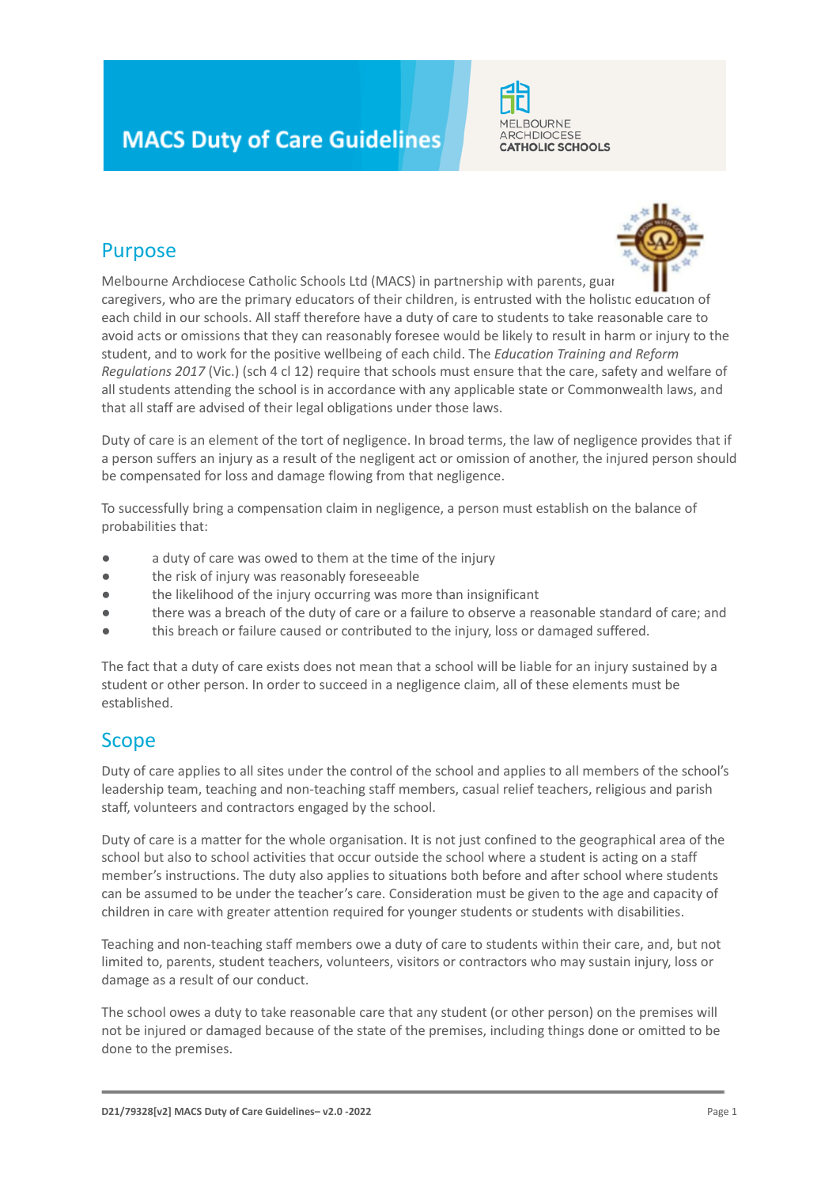# MACS Duty of Care Guidelines

MELBOURNE ARCHDIOCESE CATHOLIC SCHOOLS

## Purpose

Melbourne Archdiocese Catholic Schools Ltd (MACS) in partnership with parents, guardians and caregivers, who are the primary educators of their children, is entrusted with the holistic education of each child in our schools. All staff therefore have a duty of care to students to take reasonable care to avoid acts or omissions that they can reasonably foresee would be likely to result in harm or injury to the student, and to work for the positive wellbeing of each child. The *Education Training and Reform Regulations 2017* (Vic.) (sch 4 cl 12) require that schools must ensure that the care, safety and welfare of all students attending the school is in accordance with any applicable state or Commonwealth laws, and that all staff are advised of their legal obligations under those laws.

Duty of care is an element of the tort of negligence. In broad terms, the law of negligence provides that if a person suffers an injury as a result of the negligent act or omission of another, the injured person should be compensated for loss and damage flowing from that negligence.

To successfully bring a compensation claim in negligence, a person must establish on the balance of probabilities that:

- a duty of care was owed to them at the time of the injury
- the risk of injury was reasonably foreseeable
- the likelihood of the injury occurring was more than insignificant
- there was a breach of the duty of care or a failure to observe a reasonable standard of care; and
- this breach or failure caused or contributed to the injury, loss or damaged suffered.

The fact that a duty of care exists does not mean that a school will be liable for an injury sustained by a student or other person. In order to succeed in a negligence claim, all of these elements must be established.

## Scope

Duty of care applies to all sites under the control of the school and applies to all members of the school's leadership team, teaching and non-teaching staff members, casual relief teachers, religious and parish staff, volunteers and contractors engaged by the school.

Duty of care is a matter for the whole organisation. It is not just confined to the geographical area of the school but also to school activities that occur outside the school where a student is acting on a staff member's instructions. The duty also applies to situations both before and after school where students can be assumed to be under the teacher's care. Consideration must be given to the age and capacity of children in care with greater attention required for younger students or students with disabilities.

Teaching and non-teaching staff members owe a duty of care to students within their care, and, but not limited to, parents, student teachers, volunteers, visitors or contractors who may sustain injury, loss or damage as a result of our conduct.

The school owes a duty to take reasonable care that any student (or other person) on the premises will not be injured or damaged because of the state of the premises, including things done or omitted to be done to the premises.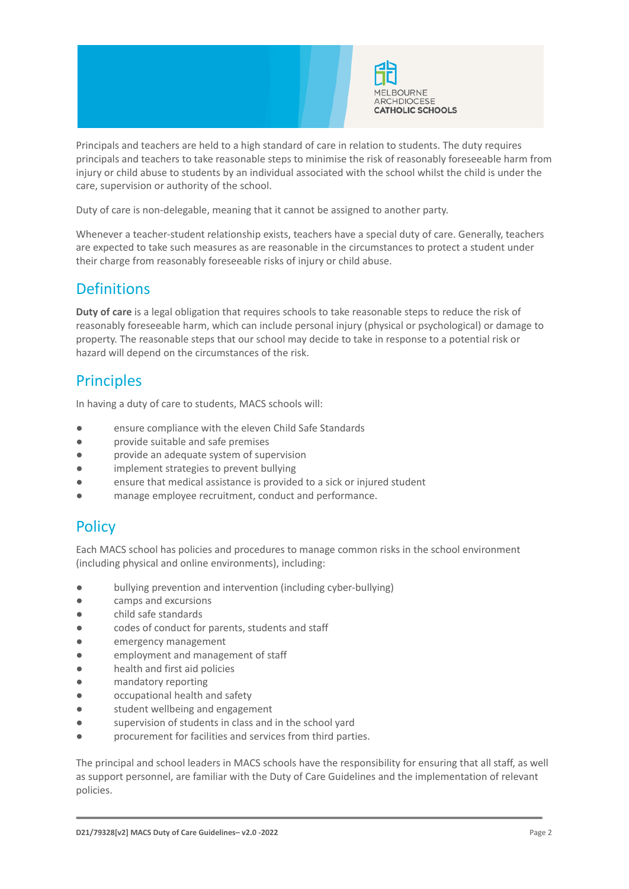Principals and teachers are held to a high standard of care in relation to students. The duty requires principals and teachers to take reasonable steps to minimise the risk of reasonably foreseeable harm from injury or child abuse to students by an individual associated with the school whilst the child is under the care, supervision or authority of the school.

Duty of care is non-delegable, meaning that it cannot be assigned to another party.

Whenever a teacher-student relationship exists, teachers have a special duty of care. Generally, teachers are expected to take such measures as are reasonable in the circumstances to protect a student under their charge from reasonably foreseeable risks of injury or child abuse.

## Definitions

**Duty of care** is a legal obligation that requires schools to take reasonable steps to reduce the risk of reasonably foreseeable harm, which can include personal injury (physical or psychological) or damage to property. The reasonable steps that our school may decide to take in response to a potential risk or hazard will depend on the circumstances of the risk.

## Principles

In having a duty of care to students, MACS schools will:

- ensure compliance with the eleven Child Safe Standards
- provide suitable and safe premises
- provide an adequate system of supervision
- implement strategies to prevent bullying
- ensure that medical assistance is provided to a sick or injured student
- manage employee recruitment, conduct and performance.

## Policy

Each MACS school has policies and procedures to manage common risks in the school environment (including physical and online environments), including:

- bullying prevention and intervention (including cyber-bullying)
- camps and excursions
- child safe standards
- codes of conduct for parents, students and staff
- emergency management
- employment and management of staff
- health and first aid policies
- mandatory reporting
- occupational health and safety
- student wellbeing and engagement
- supervision of students in class and in the school yard
- procurement for facilities and services from third parties.

The principal and school leaders in MACS schools have the responsibility for ensuring that all staff, as well as support personnel, are familiar with the Duty of Care Guidelines and the implementation of relevant policies.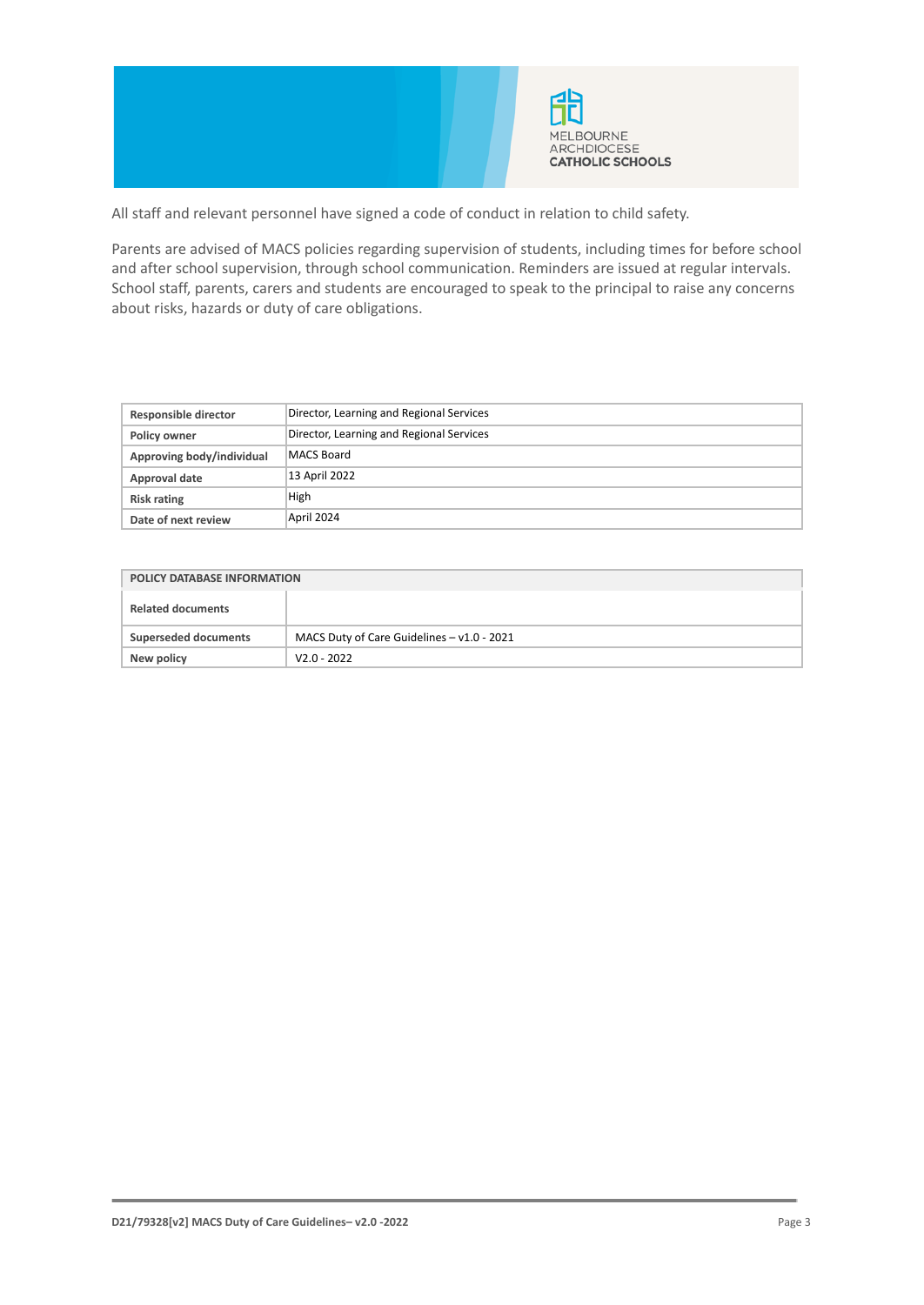All staff and relevant personnel have signed a code of conduct in relation to child safety.

Parents are advised of MACS policies regarding supervision of students, including times for before school and after school supervision, through school communication. Reminders are issued at regular intervals. School staff, parents, carers and students are encouraged to speak to the principal to raise any concerns about risks, hazards or duty of care obligations.

| | |
|---|---|
| **Responsible director** | Director, Learning and Regional Services |
| **Policy owner** | Director, Learning and Regional Services |
| **Approving body/individual** | MACS Board |
| **Approval date** | 13 April 2022 |
| **Risk rating** | High |
| **Date of next review** | April 2024 |

| **POLICY DATABASE INFORMATION** | |
|---|---|
| **Related documents** | |
| **Superseded documents** | MACS Duty of Care Guidelines – v1.0 - 2021 |
| **New policy** | V2.0 - 2022 |